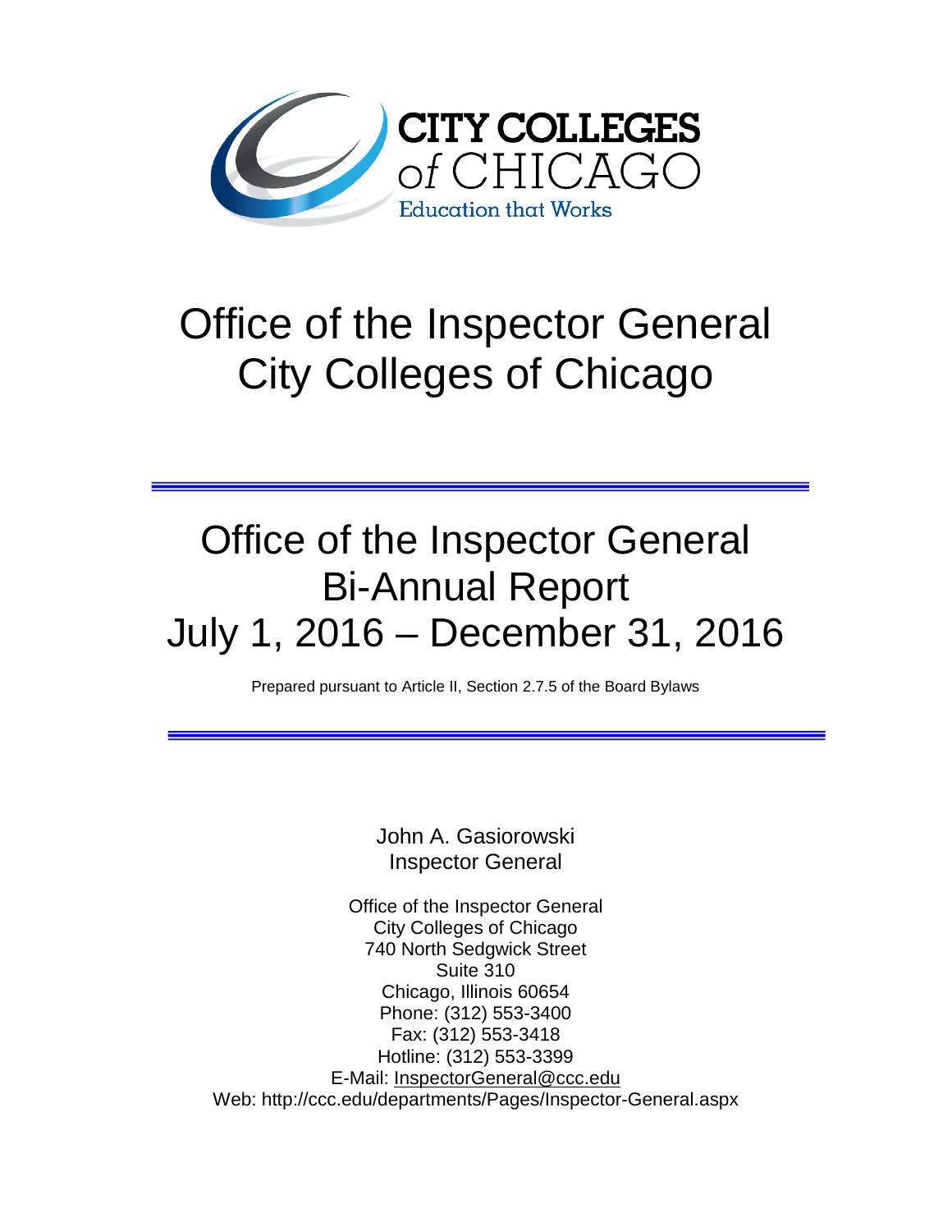CITY COLLEGES of CHICAGO

Education that Works

# Office of the Inspector General
# City Colleges of Chicago

---

# Office of the Inspector General
# Bi-Annual Report
# July 1, 2016 – December 31, 2016

Prepared pursuant to Article II, Section 2.7.5 of the Board Bylaws

---

John A. Gasiorowski
Inspector General

Office of the Inspector General
City Colleges of Chicago
740 North Sedgwick Street
Suite 310
Chicago, Illinois 60654
Phone: (312) 553-3400
Fax: (312) 553-3418
Hotline: (312) 553-3399
E-Mail: InspectorGeneral@ccc.edu
Web: http://ccc.edu/departments/Pages/Inspector-General.aspx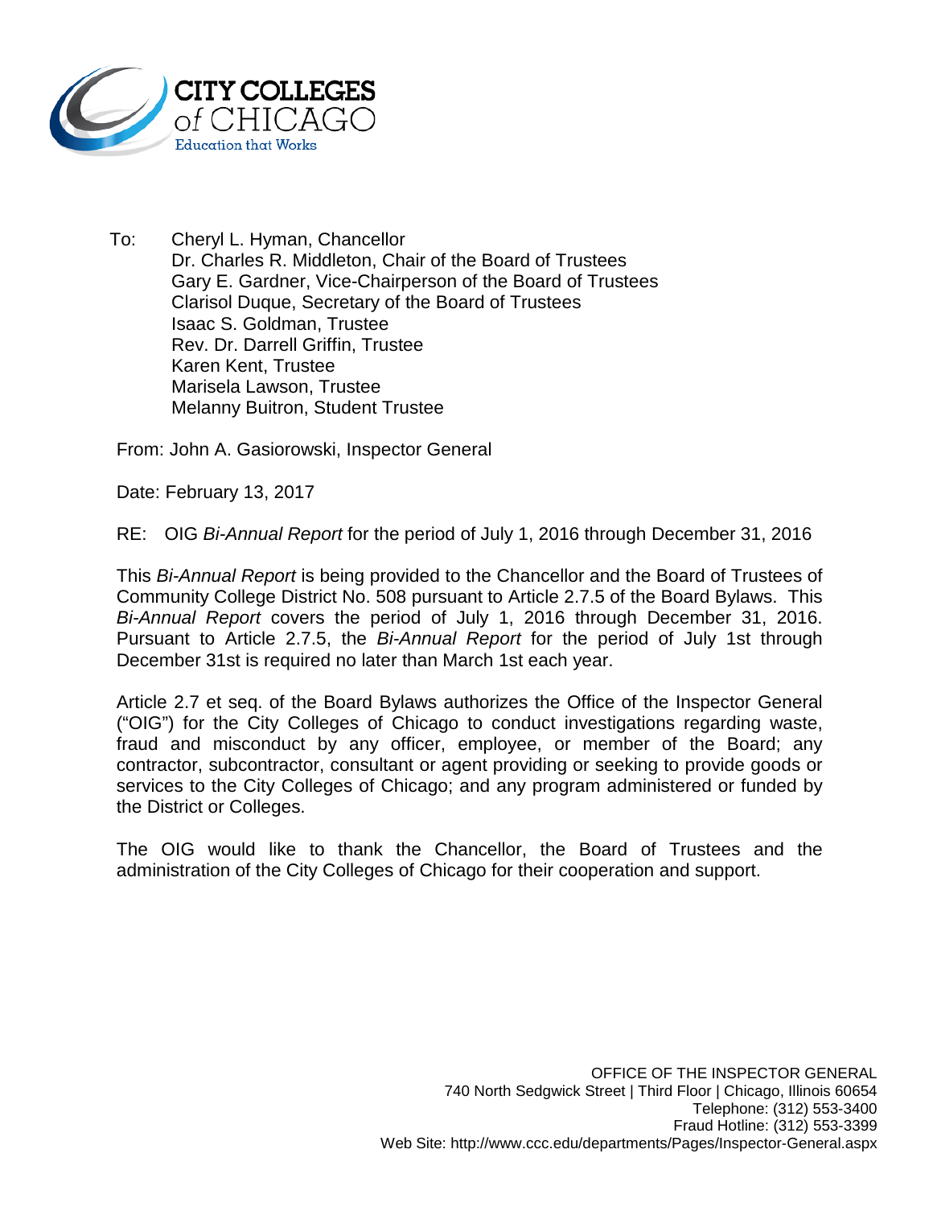CITY COLLEGES of CHICAGO
Education that Works

To: Cheryl L. Hyman, Chancellor
Dr. Charles R. Middleton, Chair of the Board of Trustees
Gary E. Gardner, Vice-Chairperson of the Board of Trustees
Clarisol Duque, Secretary of the Board of Trustees
Isaac S. Goldman, Trustee
Rev. Dr. Darrell Griffin, Trustee
Karen Kent, Trustee
Marisela Lawson, Trustee
Melanny Buitron, Student Trustee

From: John A. Gasiorowski, Inspector General

Date: February 13, 2017

RE: OIG *Bi-Annual Report* for the period of July 1, 2016 through December 31, 2016

This *Bi-Annual Report* is being provided to the Chancellor and the Board of Trustees of Community College District No. 508 pursuant to Article 2.7.5 of the Board Bylaws. This *Bi-Annual Report* covers the period of July 1, 2016 through December 31, 2016. Pursuant to Article 2.7.5, the *Bi-Annual Report* for the period of July 1st through December 31st is required no later than March 1st each year.

Article 2.7 et seq. of the Board Bylaws authorizes the Office of the Inspector General ("OIG") for the City Colleges of Chicago to conduct investigations regarding waste, fraud and misconduct by any officer, employee, or member of the Board; any contractor, subcontractor, consultant or agent providing or seeking to provide goods or services to the City Colleges of Chicago; and any program administered or funded by the District or Colleges.

The OIG would like to thank the Chancellor, the Board of Trustees and the administration of the City Colleges of Chicago for their cooperation and support.

OFFICE OF THE INSPECTOR GENERAL
740 North Sedgwick Street | Third Floor | Chicago, Illinois 60654
Telephone: (312) 553-3400
Fraud Hotline: (312) 553-3399
Web Site: http://www.ccc.edu/departments/Pages/Inspector-General.aspx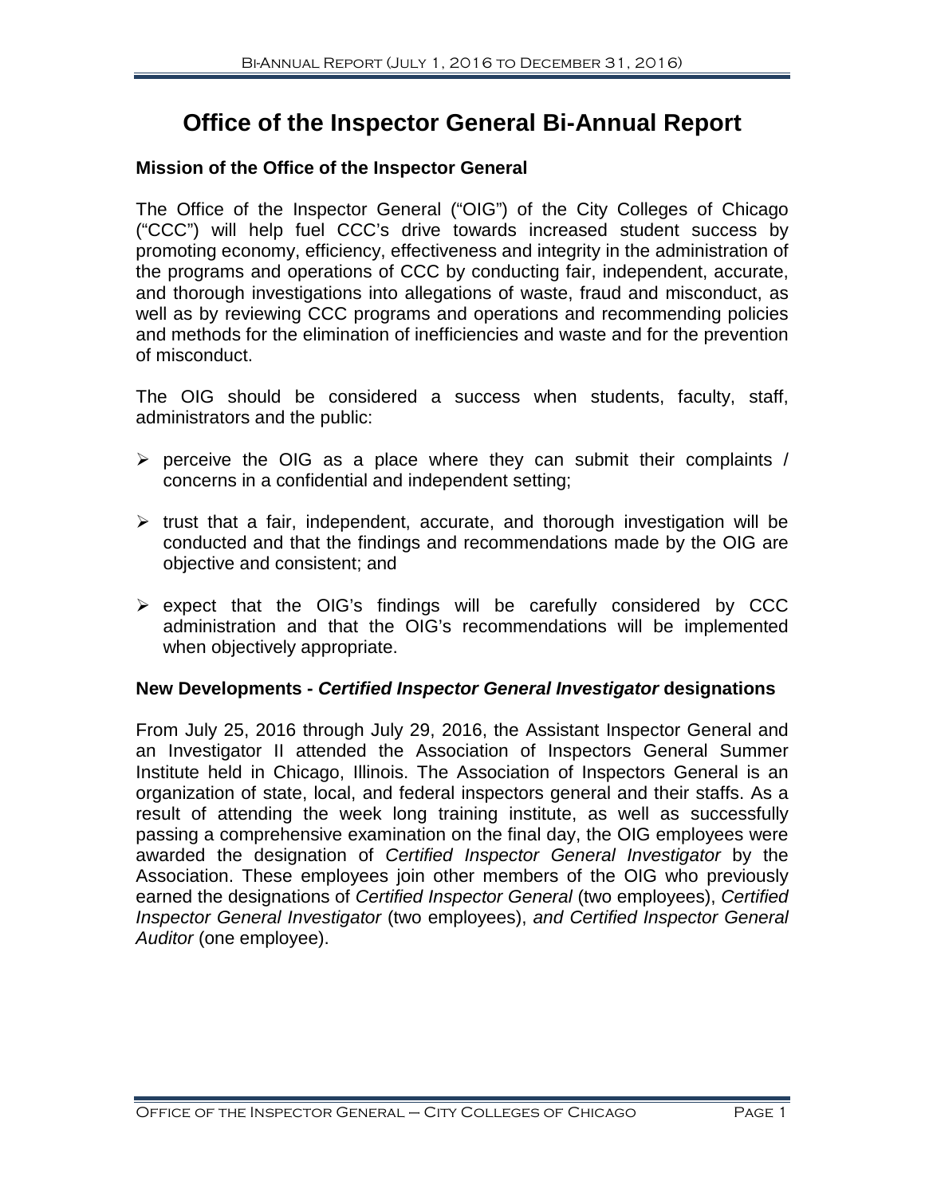# Office of the Inspector General Bi-Annual Report

### Mission of the Office of the Inspector General

The Office of the Inspector General ("OIG") of the City Colleges of Chicago ("CCC") will help fuel CCC's drive towards increased student success by promoting economy, efficiency, effectiveness and integrity in the administration of the programs and operations of CCC by conducting fair, independent, accurate, and thorough investigations into allegations of waste, fraud and misconduct, as well as by reviewing CCC programs and operations and recommending policies and methods for the elimination of inefficiencies and waste and for the prevention of misconduct.

The OIG should be considered a success when students, faculty, staff, administrators and the public:

- perceive the OIG as a place where they can submit their complaints / concerns in a confidential and independent setting;
- trust that a fair, independent, accurate, and thorough investigation will be conducted and that the findings and recommendations made by the OIG are objective and consistent; and
- expect that the OIG's findings will be carefully considered by CCC administration and that the OIG's recommendations will be implemented when objectively appropriate.

### New Developments - *Certified Inspector General Investigator* designations

From July 25, 2016 through July 29, 2016, the Assistant Inspector General and an Investigator II attended the Association of Inspectors General Summer Institute held in Chicago, Illinois. The Association of Inspectors General is an organization of state, local, and federal inspectors general and their staffs. As a result of attending the week long training institute, as well as successfully passing a comprehensive examination on the final day, the OIG employees were awarded the designation of *Certified Inspector General Investigator* by the Association. These employees join other members of the OIG who previously earned the designations of *Certified Inspector General* (two employees), *Certified Inspector General Investigator* (two employees), *and Certified Inspector General Auditor* (one employee).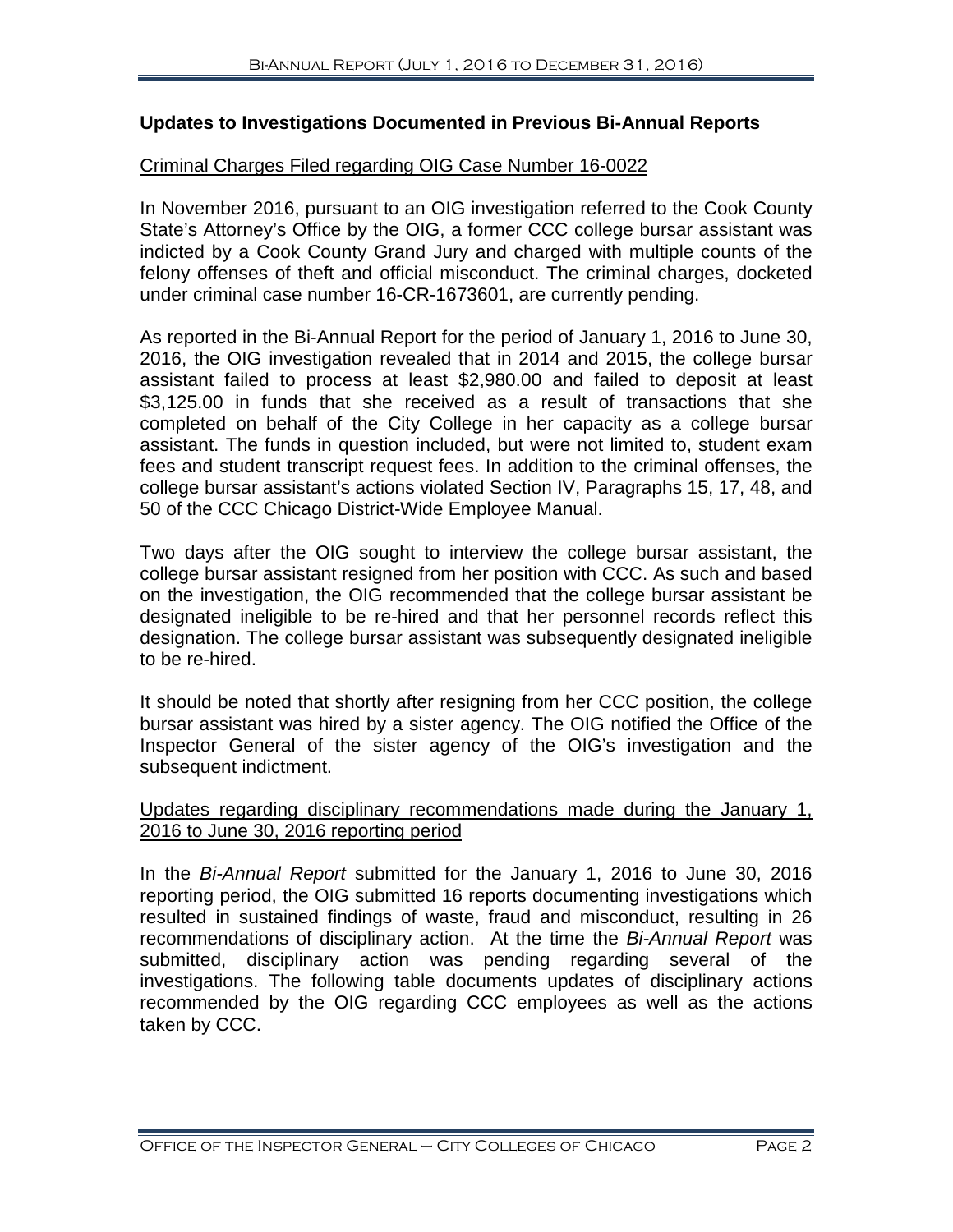## Updates to Investigations Documented in Previous Bi-Annual Reports

### Criminal Charges Filed regarding OIG Case Number 16-0022

In November 2016, pursuant to an OIG investigation referred to the Cook County State's Attorney's Office by the OIG, a former CCC college bursar assistant was indicted by a Cook County Grand Jury and charged with multiple counts of the felony offenses of theft and official misconduct. The criminal charges, docketed under criminal case number 16-CR-1673601, are currently pending.

As reported in the Bi-Annual Report for the period of January 1, 2016 to June 30, 2016, the OIG investigation revealed that in 2014 and 2015, the college bursar assistant failed to process at least $2,980.00 and failed to deposit at least $3,125.00 in funds that she received as a result of transactions that she completed on behalf of the City College in her capacity as a college bursar assistant. The funds in question included, but were not limited to, student exam fees and student transcript request fees. In addition to the criminal offenses, the college bursar assistant's actions violated Section IV, Paragraphs 15, 17, 48, and 50 of the CCC Chicago District-Wide Employee Manual.

Two days after the OIG sought to interview the college bursar assistant, the college bursar assistant resigned from her position with CCC. As such and based on the investigation, the OIG recommended that the college bursar assistant be designated ineligible to be re-hired and that her personnel records reflect this designation. The college bursar assistant was subsequently designated ineligible to be re-hired.

It should be noted that shortly after resigning from her CCC position, the college bursar assistant was hired by a sister agency. The OIG notified the Office of the Inspector General of the sister agency of the OIG's investigation and the subsequent indictment.

### Updates regarding disciplinary recommendations made during the January 1, 2016 to June 30, 2016 reporting period

In the *Bi-Annual Report* submitted for the January 1, 2016 to June 30, 2016 reporting period, the OIG submitted 16 reports documenting investigations which resulted in sustained findings of waste, fraud and misconduct, resulting in 26 recommendations of disciplinary action. At the time the *Bi-Annual Report* was submitted, disciplinary action was pending regarding several of the investigations. The following table documents updates of disciplinary actions recommended by the OIG regarding CCC employees as well as the actions taken by CCC.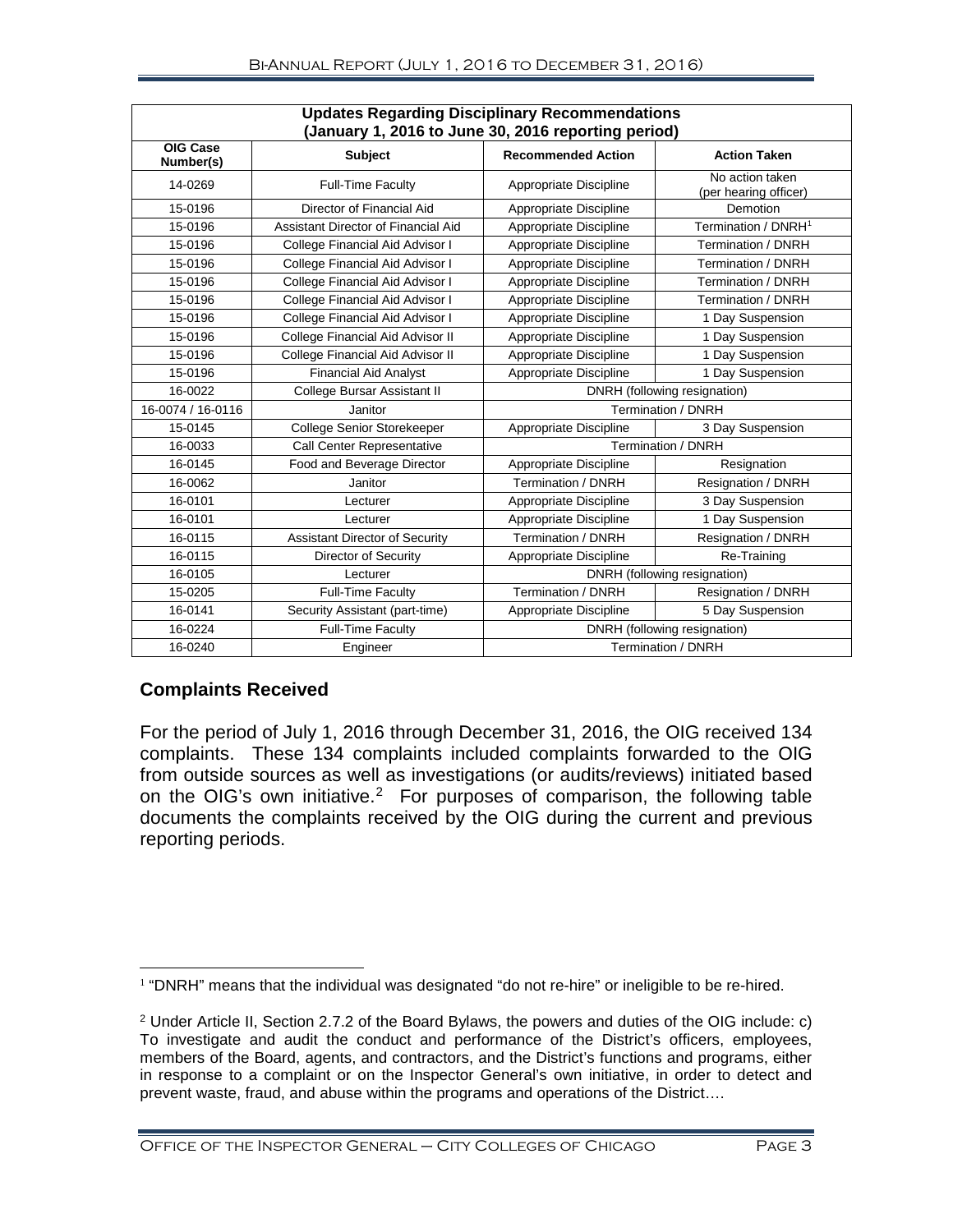| Updates Regarding Disciplinary Recommendations (January 1, 2016 to June 30, 2016 reporting period) | | | |
|---|---|---|---|
| OIG Case Number(s) | Subject | Recommended Action | Action Taken |
| 14-0269 | Full-Time Faculty | Appropriate Discipline | No action taken (per hearing officer) |
| 15-0196 | Director of Financial Aid | Appropriate Discipline | Demotion |
| 15-0196 | Assistant Director of Financial Aid | Appropriate Discipline | Termination / DNRH[1] |
| 15-0196 | College Financial Aid Advisor I | Appropriate Discipline | Termination / DNRH |
| 15-0196 | College Financial Aid Advisor I | Appropriate Discipline | Termination / DNRH |
| 15-0196 | College Financial Aid Advisor I | Appropriate Discipline | Termination / DNRH |
| 15-0196 | College Financial Aid Advisor I | Appropriate Discipline | Termination / DNRH |
| 15-0196 | College Financial Aid Advisor I | Appropriate Discipline | 1 Day Suspension |
| 15-0196 | College Financial Aid Advisor II | Appropriate Discipline | 1 Day Suspension |
| 15-0196 | College Financial Aid Advisor II | Appropriate Discipline | 1 Day Suspension |
| 15-0196 | Financial Aid Analyst | Appropriate Discipline | 1 Day Suspension |
| 16-0022 | College Bursar Assistant II | DNRH (following resignation) | |
| 16-0074 / 16-0116 | Janitor | Termination / DNRH | |
| 15-0145 | College Senior Storekeeper | Appropriate Discipline | 3 Day Suspension |
| 16-0033 | Call Center Representative | Termination / DNRH | |
| 16-0145 | Food and Beverage Director | Appropriate Discipline | Resignation |
| 16-0062 | Janitor | Termination / DNRH | Resignation / DNRH |
| 16-0101 | Lecturer | Appropriate Discipline | 3 Day Suspension |
| 16-0101 | Lecturer | Appropriate Discipline | 1 Day Suspension |
| 16-0115 | Assistant Director of Security | Termination / DNRH | Resignation / DNRH |
| 16-0115 | Director of Security | Appropriate Discipline | Re-Training |
| 16-0105 | Lecturer | DNRH (following resignation) | |
| 15-0205 | Full-Time Faculty | Termination / DNRH | Resignation / DNRH |
| 16-0141 | Security Assistant (part-time) | Appropriate Discipline | 5 Day Suspension |
| 16-0224 | Full-Time Faculty | DNRH (following resignation) | |
| 16-0240 | Engineer | Termination / DNRH | |

## Complaints Received

For the period of July 1, 2016 through December 31, 2016, the OIG received 134 complaints. These 134 complaints included complaints forwarded to the OIG from outside sources as well as investigations (or audits/reviews) initiated based on the OIG's own initiative.[2] For purposes of comparison, the following table documents the complaints received by the OIG during the current and previous reporting periods.

[1] "DNRH" means that the individual was designated "do not re-hire" or ineligible to be re-hired.

[2] Under Article II, Section 2.7.2 of the Board Bylaws, the powers and duties of the OIG include: c) To investigate and audit the conduct and performance of the District's officers, employees, members of the Board, agents, and contractors, and the District's functions and programs, either in response to a complaint or on the Inspector General's own initiative, in order to detect and prevent waste, fraud, and abuse within the programs and operations of the District….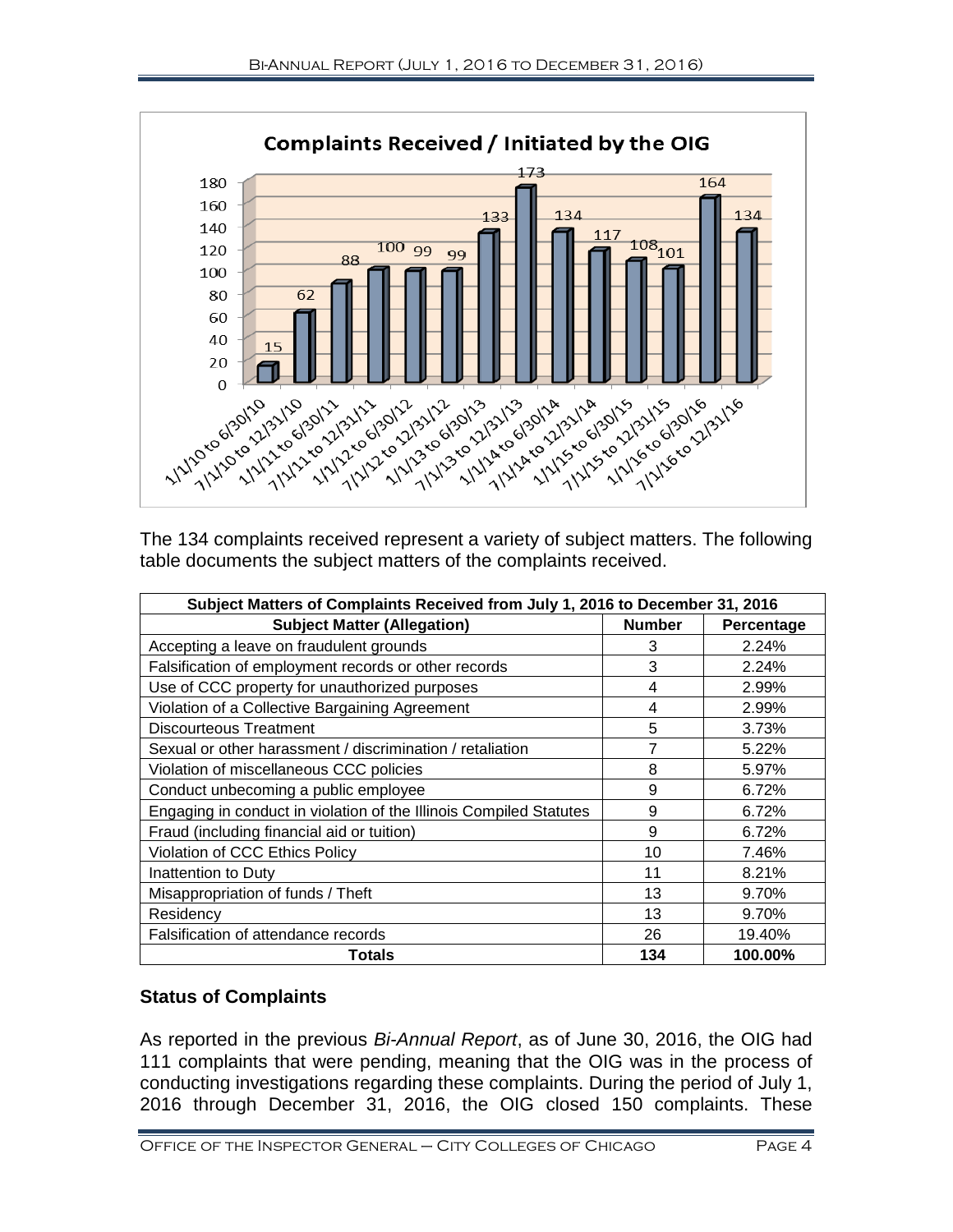**Complaints Received / Initiated by the OIG**

| Period | Complaints |
|---|---|
| 1/1/10 to 6/30/10 | 15 |
| 7/1/10 to 12/31/10 | 62 |
| 1/1/11 to 6/30/11 | 88 |
| 7/1/11 to 12/31/11 | 100 |
| 1/1/12 to 6/30/12 | 99 |
| 7/1/12 to 12/31/12 | 99 |
| 1/1/13 to 6/30/13 | 133 |
| 7/1/13 to 12/31/13 | 173 |
| 1/1/14 to 6/30/14 | 134 |
| 7/1/14 to 12/31/14 | 117 |
| 1/1/15 to 6/30/15 | 108 |
| 7/1/15 to 12/31/15 | 101 |
| 1/1/16 to 6/30/16 | 164 |
| 7/1/16 to 12/31/16 | 134 |

The 134 complaints received represent a variety of subject matters. The following table documents the subject matters of the complaints received.

| Subject Matters of Complaints Received from July 1, 2016 to December 31, 2016 | | |
|---|---|---|
| **Subject Matter (Allegation)** | **Number** | **Percentage** |
| Accepting a leave on fraudulent grounds | 3 | 2.24% |
| Falsification of employment records or other records | 3 | 2.24% |
| Use of CCC property for unauthorized purposes | 4 | 2.99% |
| Violation of a Collective Bargaining Agreement | 4 | 2.99% |
| Discourteous Treatment | 5 | 3.73% |
| Sexual or other harassment / discrimination / retaliation | 7 | 5.22% |
| Violation of miscellaneous CCC policies | 8 | 5.97% |
| Conduct unbecoming a public employee | 9 | 6.72% |
| Engaging in conduct in violation of the Illinois Compiled Statutes | 9 | 6.72% |
| Fraud (including financial aid or tuition) | 9 | 6.72% |
| Violation of CCC Ethics Policy | 10 | 7.46% |
| Inattention to Duty | 11 | 8.21% |
| Misappropriation of funds / Theft | 13 | 9.70% |
| Residency | 13 | 9.70% |
| Falsification of attendance records | 26 | 19.40% |
| **Totals** | **134** | **100.00%** |

## Status of Complaints

As reported in the previous *Bi-Annual Report*, as of June 30, 2016, the OIG had 111 complaints that were pending, meaning that the OIG was in the process of conducting investigations regarding these complaints. During the period of July 1, 2016 through December 31, 2016, the OIG closed 150 complaints. These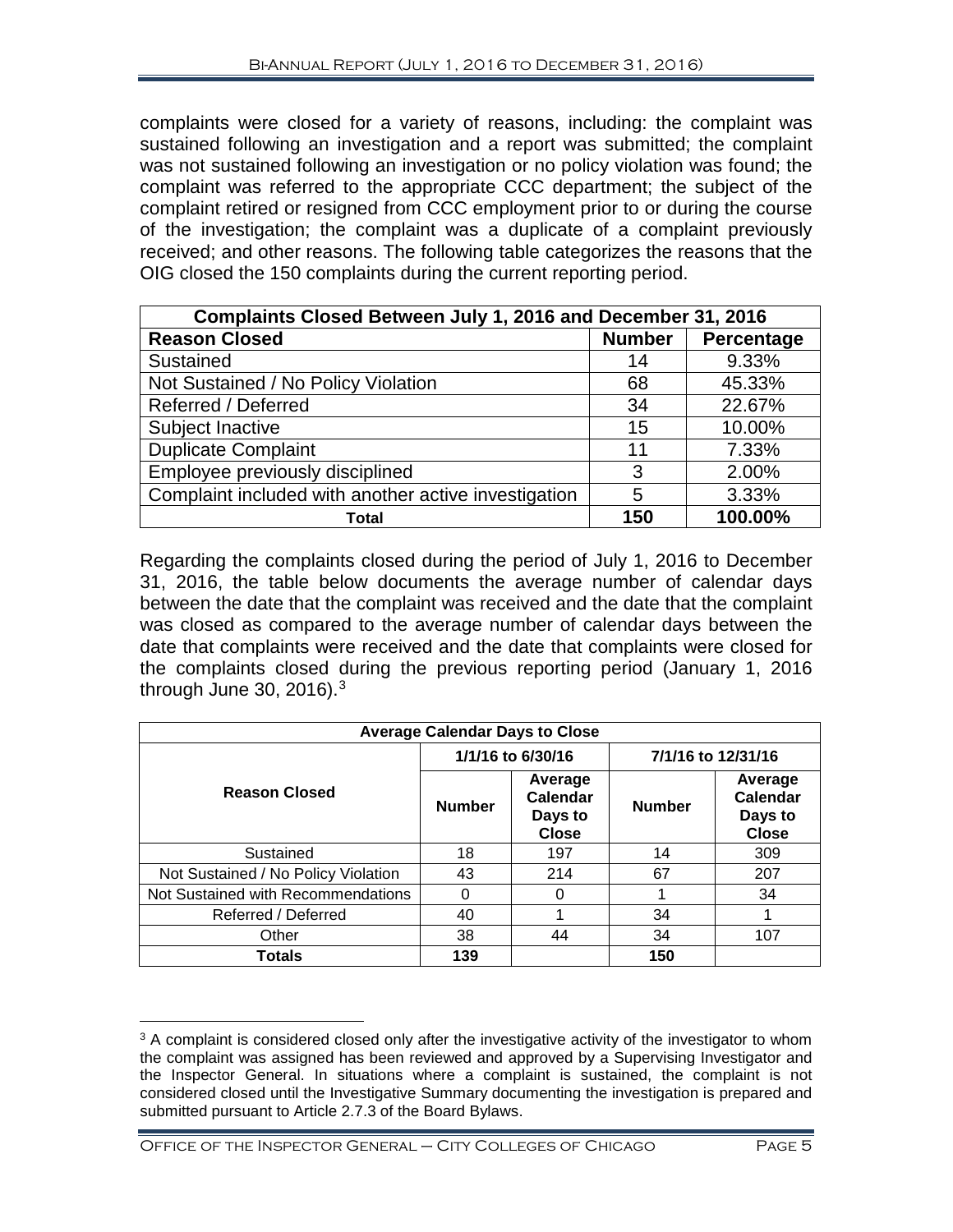complaints were closed for a variety of reasons, including: the complaint was sustained following an investigation and a report was submitted; the complaint was not sustained following an investigation or no policy violation was found; the complaint was referred to the appropriate CCC department; the subject of the complaint retired or resigned from CCC employment prior to or during the course of the investigation; the complaint was a duplicate of a complaint previously received; and other reasons. The following table categorizes the reasons that the OIG closed the 150 complaints during the current reporting period.

| Complaints Closed Between July 1, 2016 and December 31, 2016 | | |
|---|---|---|
| **Reason Closed** | **Number** | **Percentage** |
| Sustained | 14 | 9.33% |
| Not Sustained / No Policy Violation | 68 | 45.33% |
| Referred / Deferred | 34 | 22.67% |
| Subject Inactive | 15 | 10.00% |
| Duplicate Complaint | 11 | 7.33% |
| Employee previously disciplined | 3 | 2.00% |
| Complaint included with another active investigation | 5 | 3.33% |
| **Total** | **150** | **100.00%** |

Regarding the complaints closed during the period of July 1, 2016 to December 31, 2016, the table below documents the average number of calendar days between the date that the complaint was received and the date that the complaint was closed as compared to the average number of calendar days between the date that complaints were received and the date that complaints were closed for the complaints closed during the previous reporting period (January 1, 2016 through June 30, 2016).[3]

| Average Calendar Days to Close | | | | |
|---|---|---|---|---|
| **Reason Closed** | **1/1/16 to 6/30/16** | | **7/1/16 to 12/31/16** | |
| | **Number** | **Average Calendar Days to Close** | **Number** | **Average Calendar Days to Close** |
| Sustained | 18 | 197 | 14 | 309 |
| Not Sustained / No Policy Violation | 43 | 214 | 67 | 207 |
| Not Sustained with Recommendations | 0 | 0 | 1 | 34 |
| Referred / Deferred | 40 | 1 | 34 | 1 |
| Other | 38 | 44 | 34 | 107 |
| **Totals** | **139** | | **150** | |

[3] A complaint is considered closed only after the investigative activity of the investigator to whom the complaint was assigned has been reviewed and approved by a Supervising Investigator and the Inspector General. In situations where a complaint is sustained, the complaint is not considered closed until the Investigative Summary documenting the investigation is prepared and submitted pursuant to Article 2.7.3 of the Board Bylaws.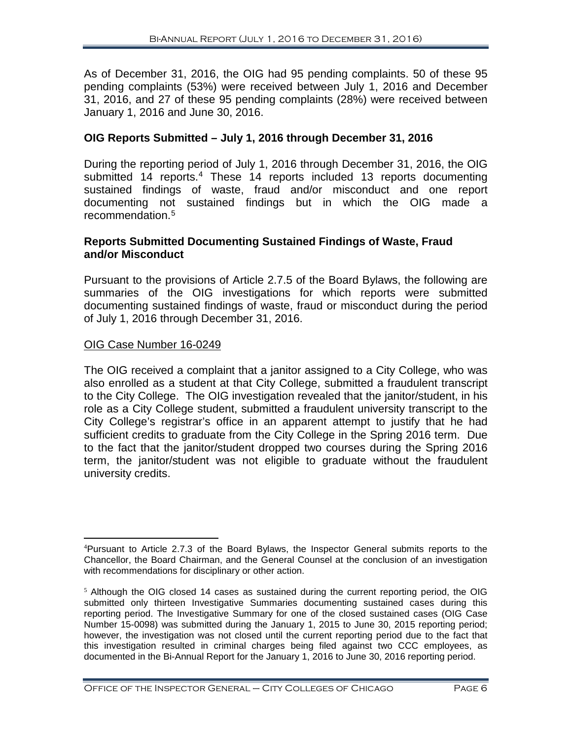As of December 31, 2016, the OIG had 95 pending complaints. 50 of these 95 pending complaints (53%) were received between July 1, 2016 and December 31, 2016, and 27 of these 95 pending complaints (28%) were received between January 1, 2016 and June 30, 2016.

### OIG Reports Submitted – July 1, 2016 through December 31, 2016

During the reporting period of July 1, 2016 through December 31, 2016, the OIG submitted 14 reports.[4] These 14 reports included 13 reports documenting sustained findings of waste, fraud and/or misconduct and one report documenting not sustained findings but in which the OIG made a recommendation.[5]

### Reports Submitted Documenting Sustained Findings of Waste, Fraud and/or Misconduct

Pursuant to the provisions of Article 2.7.5 of the Board Bylaws, the following are summaries of the OIG investigations for which reports were submitted documenting sustained findings of waste, fraud or misconduct during the period of July 1, 2016 through December 31, 2016.

<u>OIG Case Number 16-0249</u>

The OIG received a complaint that a janitor assigned to a City College, who was also enrolled as a student at that City College, submitted a fraudulent transcript to the City College. The OIG investigation revealed that the janitor/student, in his role as a City College student, submitted a fraudulent university transcript to the City College's registrar's office in an apparent attempt to justify that he had sufficient credits to graduate from the City College in the Spring 2016 term. Due to the fact that the janitor/student dropped two courses during the Spring 2016 term, the janitor/student was not eligible to graduate without the fraudulent university credits.

---

[4] Pursuant to Article 2.7.3 of the Board Bylaws, the Inspector General submits reports to the Chancellor, the Board Chairman, and the General Counsel at the conclusion of an investigation with recommendations for disciplinary or other action.

[5] Although the OIG closed 14 cases as sustained during the current reporting period, the OIG submitted only thirteen Investigative Summaries documenting sustained cases during this reporting period. The Investigative Summary for one of the closed sustained cases (OIG Case Number 15-0098) was submitted during the January 1, 2015 to June 30, 2015 reporting period; however, the investigation was not closed until the current reporting period due to the fact that this investigation resulted in criminal charges being filed against two CCC employees, as documented in the Bi-Annual Report for the January 1, 2016 to June 30, 2016 reporting period.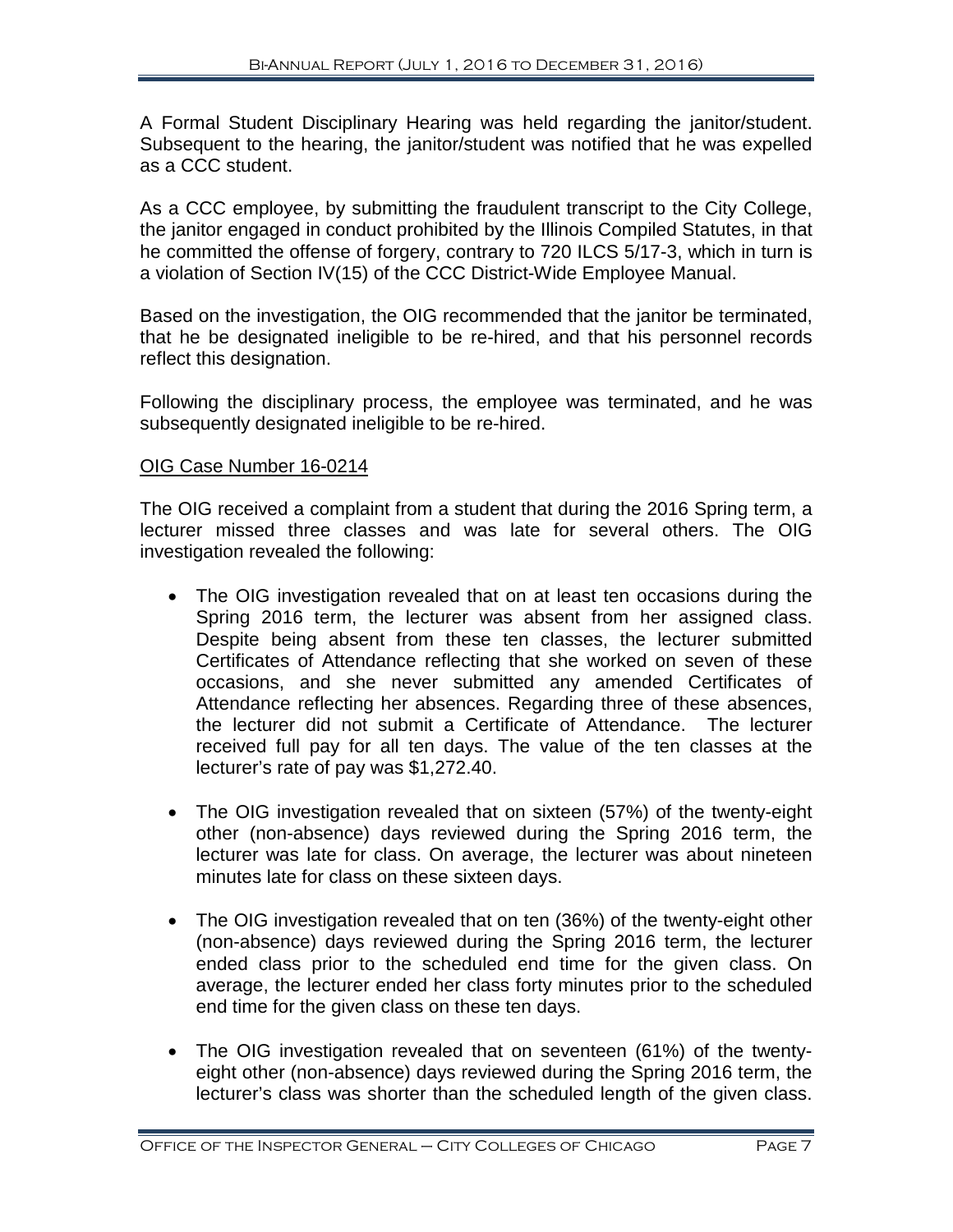A Formal Student Disciplinary Hearing was held regarding the janitor/student. Subsequent to the hearing, the janitor/student was notified that he was expelled as a CCC student.

As a CCC employee, by submitting the fraudulent transcript to the City College, the janitor engaged in conduct prohibited by the Illinois Compiled Statutes, in that he committed the offense of forgery, contrary to 720 ILCS 5/17-3, which in turn is a violation of Section IV(15) of the CCC District-Wide Employee Manual.

Based on the investigation, the OIG recommended that the janitor be terminated, that he be designated ineligible to be re-hired, and that his personnel records reflect this designation.

Following the disciplinary process, the employee was terminated, and he was subsequently designated ineligible to be re-hired.

OIG Case Number 16-0214

The OIG received a complaint from a student that during the 2016 Spring term, a lecturer missed three classes and was late for several others. The OIG investigation revealed the following:

- The OIG investigation revealed that on at least ten occasions during the Spring 2016 term, the lecturer was absent from her assigned class. Despite being absent from these ten classes, the lecturer submitted Certificates of Attendance reflecting that she worked on seven of these occasions, and she never submitted any amended Certificates of Attendance reflecting her absences. Regarding three of these absences, the lecturer did not submit a Certificate of Attendance. The lecturer received full pay for all ten days. The value of the ten classes at the lecturer's rate of pay was $1,272.40.

- The OIG investigation revealed that on sixteen (57%) of the twenty-eight other (non-absence) days reviewed during the Spring 2016 term, the lecturer was late for class. On average, the lecturer was about nineteen minutes late for class on these sixteen days.

- The OIG investigation revealed that on ten (36%) of the twenty-eight other (non-absence) days reviewed during the Spring 2016 term, the lecturer ended class prior to the scheduled end time for the given class. On average, the lecturer ended her class forty minutes prior to the scheduled end time for the given class on these ten days.

- The OIG investigation revealed that on seventeen (61%) of the twenty-eight other (non-absence) days reviewed during the Spring 2016 term, the lecturer's class was shorter than the scheduled length of the given class.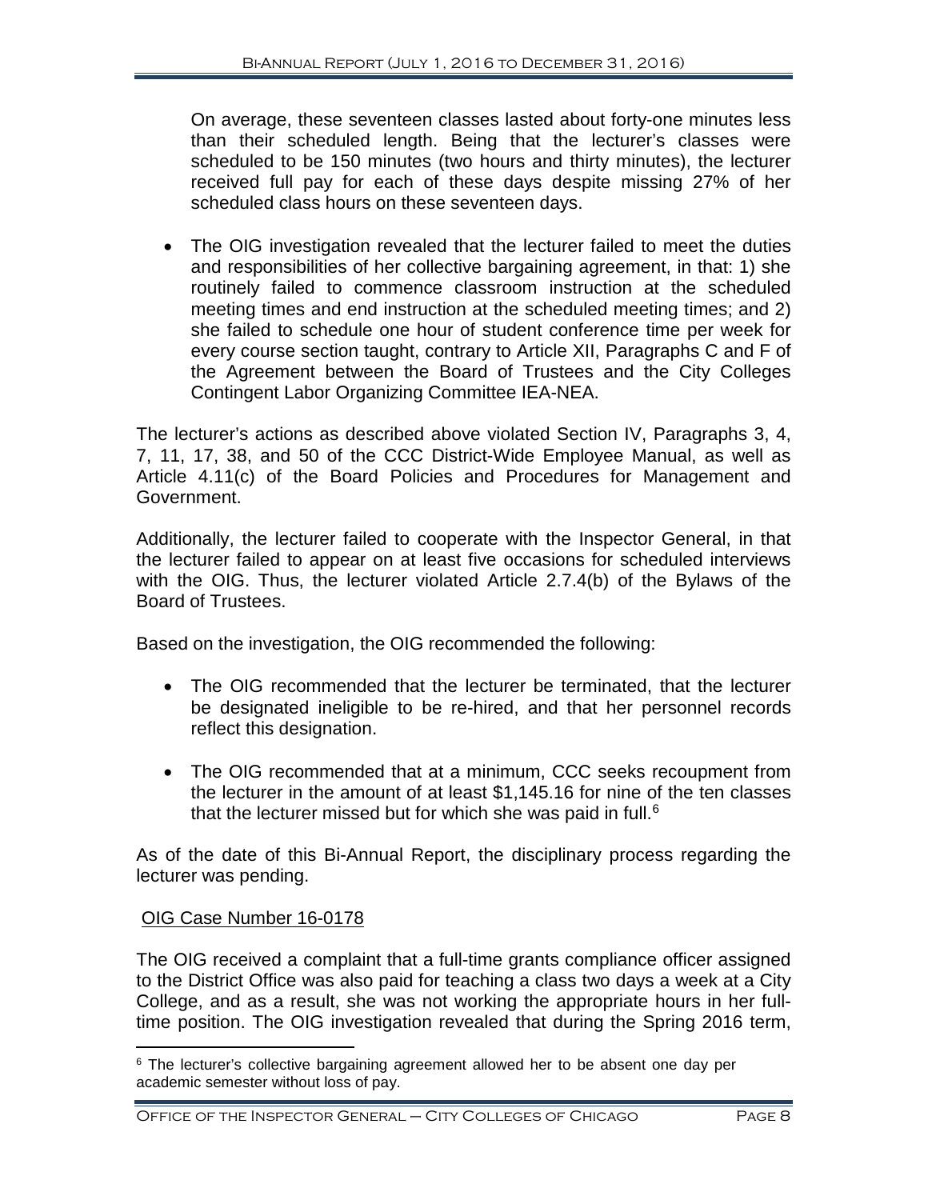On average, these seventeen classes lasted about forty-one minutes less than their scheduled length. Being that the lecturer's classes were scheduled to be 150 minutes (two hours and thirty minutes), the lecturer received full pay for each of these days despite missing 27% of her scheduled class hours on these seventeen days.

- The OIG investigation revealed that the lecturer failed to meet the duties and responsibilities of her collective bargaining agreement, in that: 1) she routinely failed to commence classroom instruction at the scheduled meeting times and end instruction at the scheduled meeting times; and 2) she failed to schedule one hour of student conference time per week for every course section taught, contrary to Article XII, Paragraphs C and F of the Agreement between the Board of Trustees and the City Colleges Contingent Labor Organizing Committee IEA-NEA.

The lecturer's actions as described above violated Section IV, Paragraphs 3, 4, 7, 11, 17, 38, and 50 of the CCC District-Wide Employee Manual, as well as Article 4.11(c) of the Board Policies and Procedures for Management and Government.

Additionally, the lecturer failed to cooperate with the Inspector General, in that the lecturer failed to appear on at least five occasions for scheduled interviews with the OIG. Thus, the lecturer violated Article 2.7.4(b) of the Bylaws of the Board of Trustees.

Based on the investigation, the OIG recommended the following:

- The OIG recommended that the lecturer be terminated, that the lecturer be designated ineligible to be re-hired, and that her personnel records reflect this designation.

- The OIG recommended that at a minimum, CCC seeks recoupment from the lecturer in the amount of at least $1,145.16 for nine of the ten classes that the lecturer missed but for which she was paid in full.[6]

As of the date of this Bi-Annual Report, the disciplinary process regarding the lecturer was pending.

OIG Case Number 16-0178

The OIG received a complaint that a full-time grants compliance officer assigned to the District Office was also paid for teaching a class two days a week at a City College, and as a result, she was not working the appropriate hours in her full-time position. The OIG investigation revealed that during the Spring 2016 term,

[6] The lecturer's collective bargaining agreement allowed her to be absent one day per academic semester without loss of pay.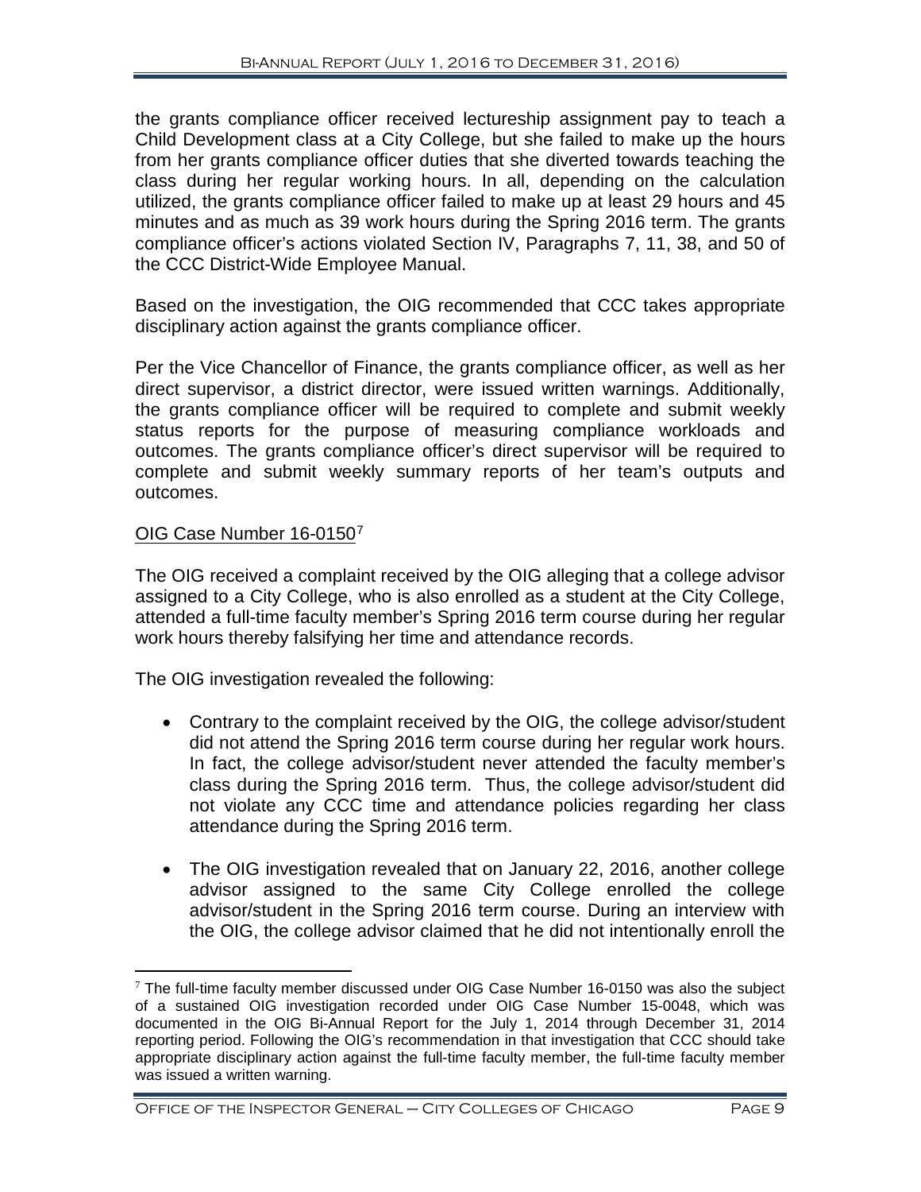the grants compliance officer received lectureship assignment pay to teach a Child Development class at a City College, but she failed to make up the hours from her grants compliance officer duties that she diverted towards teaching the class during her regular working hours. In all, depending on the calculation utilized, the grants compliance officer failed to make up at least 29 hours and 45 minutes and as much as 39 work hours during the Spring 2016 term. The grants compliance officer's actions violated Section IV, Paragraphs 7, 11, 38, and 50 of the CCC District-Wide Employee Manual.

Based on the investigation, the OIG recommended that CCC takes appropriate disciplinary action against the grants compliance officer.

Per the Vice Chancellor of Finance, the grants compliance officer, as well as her direct supervisor, a district director, were issued written warnings. Additionally, the grants compliance officer will be required to complete and submit weekly status reports for the purpose of measuring compliance workloads and outcomes. The grants compliance officer's direct supervisor will be required to complete and submit weekly summary reports of her team's outputs and outcomes.

OIG Case Number 16-0150[7]

The OIG received a complaint received by the OIG alleging that a college advisor assigned to a City College, who is also enrolled as a student at the City College, attended a full-time faculty member's Spring 2016 term course during her regular work hours thereby falsifying her time and attendance records.

The OIG investigation revealed the following:

- Contrary to the complaint received by the OIG, the college advisor/student did not attend the Spring 2016 term course during her regular work hours. In fact, the college advisor/student never attended the faculty member's class during the Spring 2016 term. Thus, the college advisor/student did not violate any CCC time and attendance policies regarding her class attendance during the Spring 2016 term.
- The OIG investigation revealed that on January 22, 2016, another college advisor assigned to the same City College enrolled the college advisor/student in the Spring 2016 term course. During an interview with the OIG, the college advisor claimed that he did not intentionally enroll the

[7] The full-time faculty member discussed under OIG Case Number 16-0150 was also the subject of a sustained OIG investigation recorded under OIG Case Number 15-0048, which was documented in the OIG Bi-Annual Report for the July 1, 2014 through December 31, 2014 reporting period. Following the OIG's recommendation in that investigation that CCC should take appropriate disciplinary action against the full-time faculty member, the full-time faculty member was issued a written warning.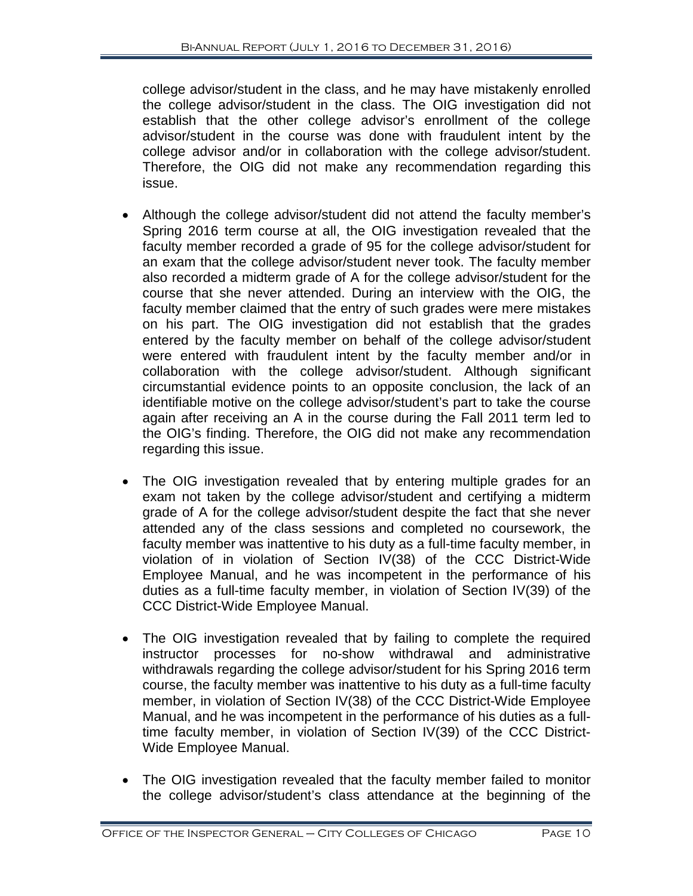college advisor/student in the class, and he may have mistakenly enrolled the college advisor/student in the class. The OIG investigation did not establish that the other college advisor's enrollment of the college advisor/student in the course was done with fraudulent intent by the college advisor and/or in collaboration with the college advisor/student. Therefore, the OIG did not make any recommendation regarding this issue.

- Although the college advisor/student did not attend the faculty member's Spring 2016 term course at all, the OIG investigation revealed that the faculty member recorded a grade of 95 for the college advisor/student for an exam that the college advisor/student never took. The faculty member also recorded a midterm grade of A for the college advisor/student for the course that she never attended. During an interview with the OIG, the faculty member claimed that the entry of such grades were mere mistakes on his part. The OIG investigation did not establish that the grades entered by the faculty member on behalf of the college advisor/student were entered with fraudulent intent by the faculty member and/or in collaboration with the college advisor/student. Although significant circumstantial evidence points to an opposite conclusion, the lack of an identifiable motive on the college advisor/student's part to take the course again after receiving an A in the course during the Fall 2011 term led to the OIG's finding. Therefore, the OIG did not make any recommendation regarding this issue.

- The OIG investigation revealed that by entering multiple grades for an exam not taken by the college advisor/student and certifying a midterm grade of A for the college advisor/student despite the fact that she never attended any of the class sessions and completed no coursework, the faculty member was inattentive to his duty as a full-time faculty member, in violation of in violation of Section IV(38) of the CCC District-Wide Employee Manual, and he was incompetent in the performance of his duties as a full-time faculty member, in violation of Section IV(39) of the CCC District-Wide Employee Manual.

- The OIG investigation revealed that by failing to complete the required instructor processes for no-show withdrawal and administrative withdrawals regarding the college advisor/student for his Spring 2016 term course, the faculty member was inattentive to his duty as a full-time faculty member, in violation of Section IV(38) of the CCC District-Wide Employee Manual, and he was incompetent in the performance of his duties as a full-time faculty member, in violation of Section IV(39) of the CCC District-Wide Employee Manual.

- The OIG investigation revealed that the faculty member failed to monitor the college advisor/student's class attendance at the beginning of the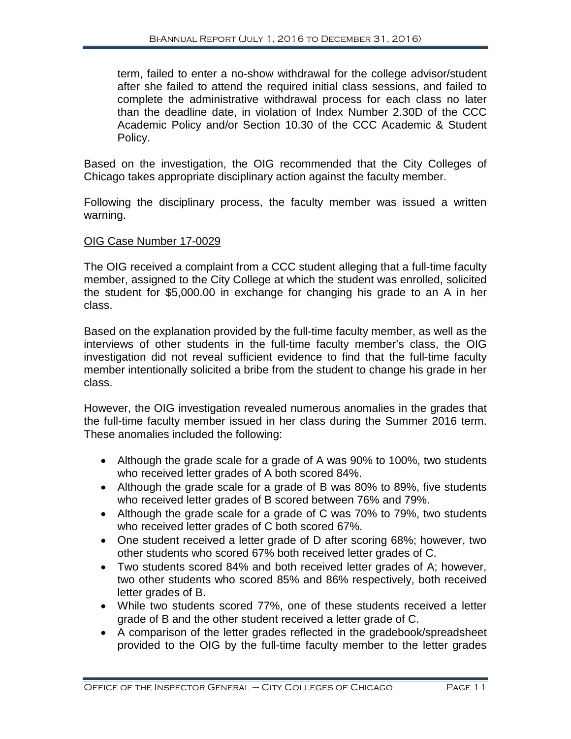term, failed to enter a no-show withdrawal for the college advisor/student after she failed to attend the required initial class sessions, and failed to complete the administrative withdrawal process for each class no later than the deadline date, in violation of Index Number 2.30D of the CCC Academic Policy and/or Section 10.30 of the CCC Academic & Student Policy.

Based on the investigation, the OIG recommended that the City Colleges of Chicago takes appropriate disciplinary action against the faculty member.

Following the disciplinary process, the faculty member was issued a written warning.

<u>OIG Case Number 17-0029</u>

The OIG received a complaint from a CCC student alleging that a full-time faculty member, assigned to the City College at which the student was enrolled, solicited the student for $5,000.00 in exchange for changing his grade to an A in her class.

Based on the explanation provided by the full-time faculty member, as well as the interviews of other students in the full-time faculty member's class, the OIG investigation did not reveal sufficient evidence to find that the full-time faculty member intentionally solicited a bribe from the student to change his grade in her class.

However, the OIG investigation revealed numerous anomalies in the grades that the full-time faculty member issued in her class during the Summer 2016 term. These anomalies included the following:

- Although the grade scale for a grade of A was 90% to 100%, two students who received letter grades of A both scored 84%.
- Although the grade scale for a grade of B was 80% to 89%, five students who received letter grades of B scored between 76% and 79%.
- Although the grade scale for a grade of C was 70% to 79%, two students who received letter grades of C both scored 67%.
- One student received a letter grade of D after scoring 68%; however, two other students who scored 67% both received letter grades of C.
- Two students scored 84% and both received letter grades of A; however, two other students who scored 85% and 86% respectively, both received letter grades of B.
- While two students scored 77%, one of these students received a letter grade of B and the other student received a letter grade of C.
- A comparison of the letter grades reflected in the gradebook/spreadsheet provided to the OIG by the full-time faculty member to the letter grades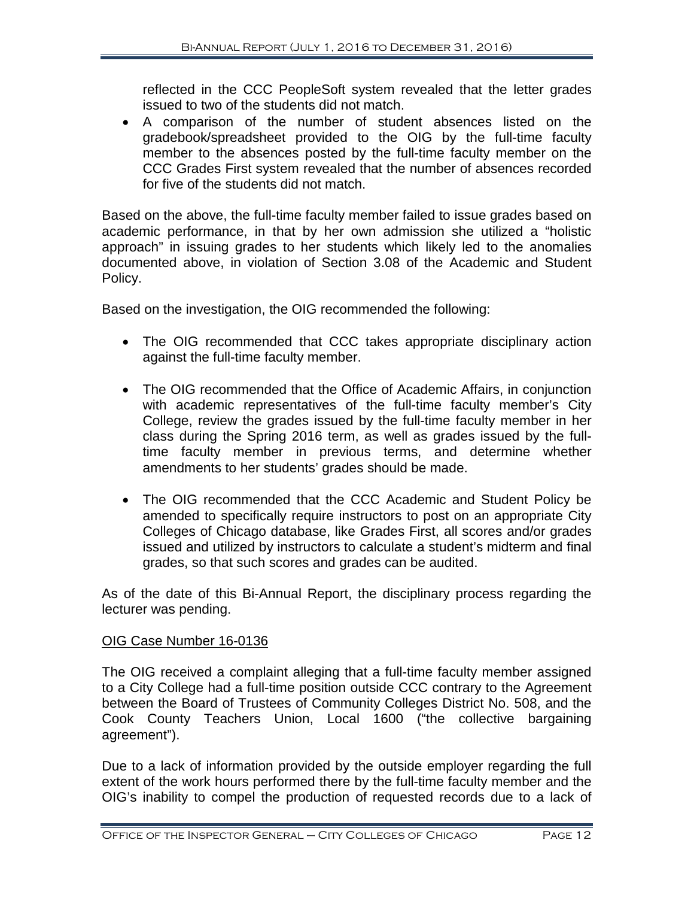reflected in the CCC PeopleSoft system revealed that the letter grades issued to two of the students did not match.

- A comparison of the number of student absences listed on the gradebook/spreadsheet provided to the OIG by the full-time faculty member to the absences posted by the full-time faculty member on the CCC Grades First system revealed that the number of absences recorded for five of the students did not match.

Based on the above, the full-time faculty member failed to issue grades based on academic performance, in that by her own admission she utilized a "holistic approach" in issuing grades to her students which likely led to the anomalies documented above, in violation of Section 3.08 of the Academic and Student Policy.

Based on the investigation, the OIG recommended the following:

- The OIG recommended that CCC takes appropriate disciplinary action against the full-time faculty member.

- The OIG recommended that the Office of Academic Affairs, in conjunction with academic representatives of the full-time faculty member's City College, review the grades issued by the full-time faculty member in her class during the Spring 2016 term, as well as grades issued by the full-time faculty member in previous terms, and determine whether amendments to her students' grades should be made.

- The OIG recommended that the CCC Academic and Student Policy be amended to specifically require instructors to post on an appropriate City Colleges of Chicago database, like Grades First, all scores and/or grades issued and utilized by instructors to calculate a student's midterm and final grades, so that such scores and grades can be audited.

As of the date of this Bi-Annual Report, the disciplinary process regarding the lecturer was pending.

<u>OIG Case Number 16-0136</u>

The OIG received a complaint alleging that a full-time faculty member assigned to a City College had a full-time position outside CCC contrary to the Agreement between the Board of Trustees of Community Colleges District No. 508, and the Cook County Teachers Union, Local 1600 ("the collective bargaining agreement").

Due to a lack of information provided by the outside employer regarding the full extent of the work hours performed there by the full-time faculty member and the OIG's inability to compel the production of requested records due to a lack of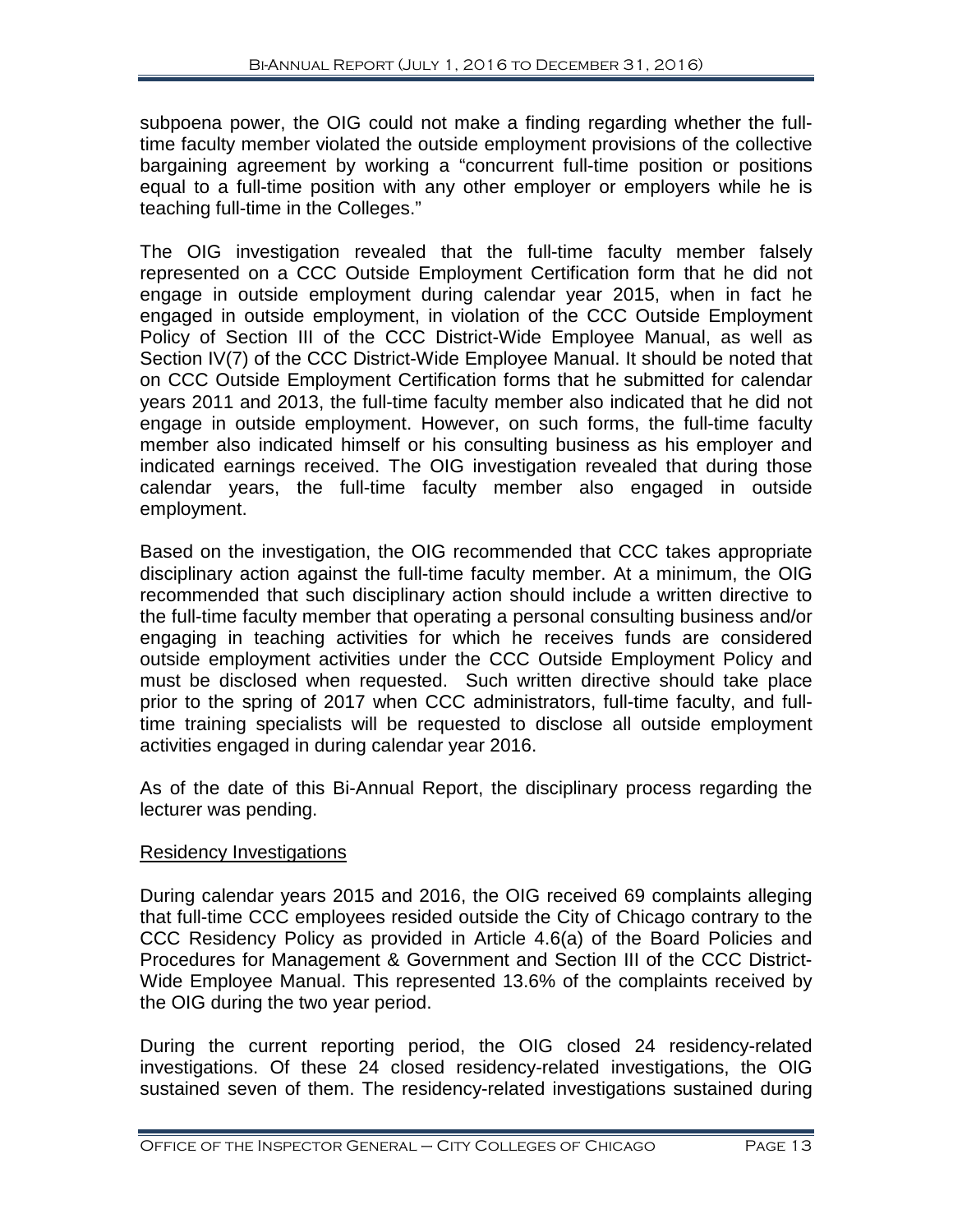subpoena power, the OIG could not make a finding regarding whether the full-time faculty member violated the outside employment provisions of the collective bargaining agreement by working a "concurrent full-time position or positions equal to a full-time position with any other employer or employers while he is teaching full-time in the Colleges."

The OIG investigation revealed that the full-time faculty member falsely represented on a CCC Outside Employment Certification form that he did not engage in outside employment during calendar year 2015, when in fact he engaged in outside employment, in violation of the CCC Outside Employment Policy of Section III of the CCC District-Wide Employee Manual, as well as Section IV(7) of the CCC District-Wide Employee Manual. It should be noted that on CCC Outside Employment Certification forms that he submitted for calendar years 2011 and 2013, the full-time faculty member also indicated that he did not engage in outside employment. However, on such forms, the full-time faculty member also indicated himself or his consulting business as his employer and indicated earnings received. The OIG investigation revealed that during those calendar years, the full-time faculty member also engaged in outside employment.

Based on the investigation, the OIG recommended that CCC takes appropriate disciplinary action against the full-time faculty member. At a minimum, the OIG recommended that such disciplinary action should include a written directive to the full-time faculty member that operating a personal consulting business and/or engaging in teaching activities for which he receives funds are considered outside employment activities under the CCC Outside Employment Policy and must be disclosed when requested. Such written directive should take place prior to the spring of 2017 when CCC administrators, full-time faculty, and full-time training specialists will be requested to disclose all outside employment activities engaged in during calendar year 2016.

As of the date of this Bi-Annual Report, the disciplinary process regarding the lecturer was pending.

<u>Residency Investigations</u>

During calendar years 2015 and 2016, the OIG received 69 complaints alleging that full-time CCC employees resided outside the City of Chicago contrary to the CCC Residency Policy as provided in Article 4.6(a) of the Board Policies and Procedures for Management & Government and Section III of the CCC District-Wide Employee Manual. This represented 13.6% of the complaints received by the OIG during the two year period.

During the current reporting period, the OIG closed 24 residency-related investigations. Of these 24 closed residency-related investigations, the OIG sustained seven of them. The residency-related investigations sustained during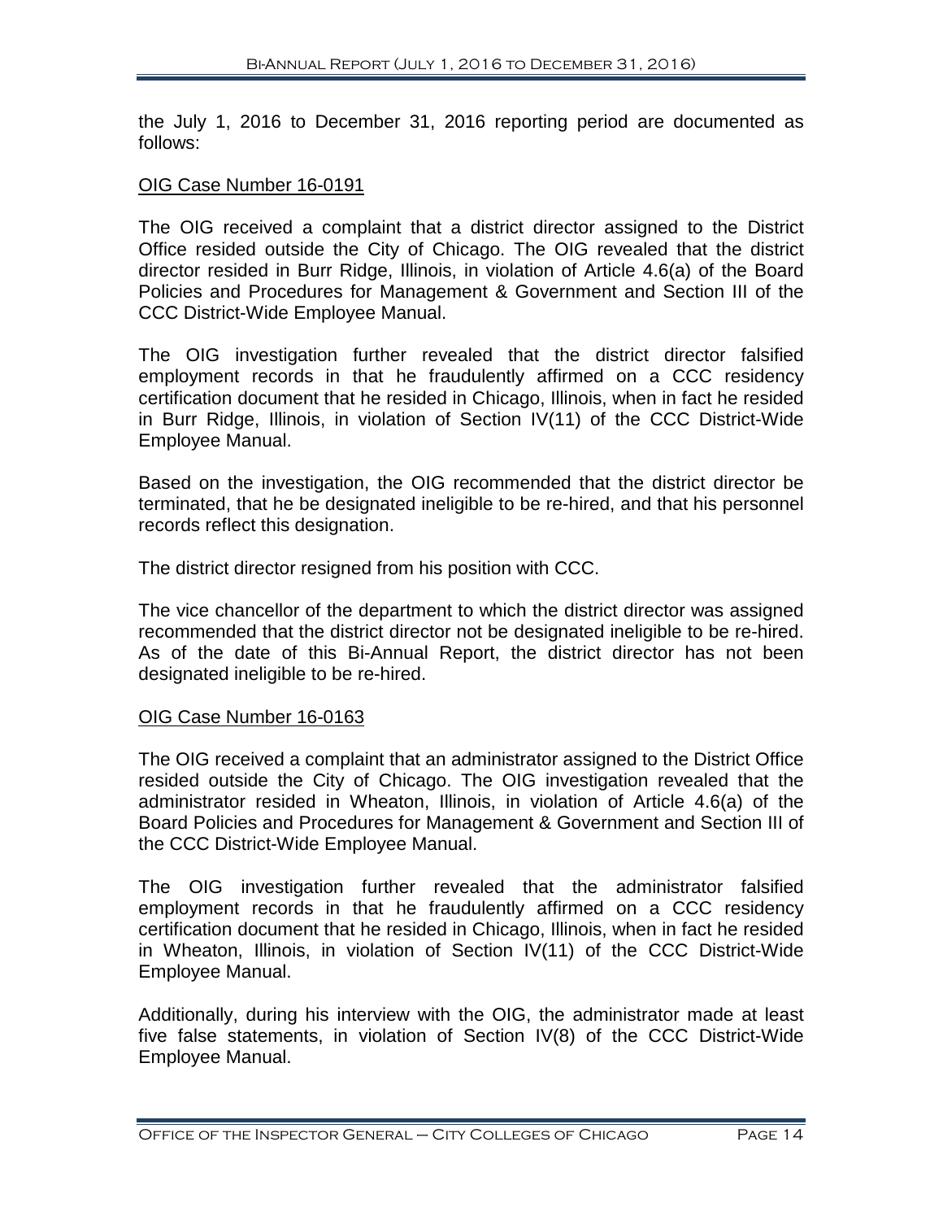the July 1, 2016 to December 31, 2016 reporting period are documented as follows:

OIG Case Number 16-0191

The OIG received a complaint that a district director assigned to the District Office resided outside the City of Chicago. The OIG revealed that the district director resided in Burr Ridge, Illinois, in violation of Article 4.6(a) of the Board Policies and Procedures for Management & Government and Section III of the CCC District-Wide Employee Manual.

The OIG investigation further revealed that the district director falsified employment records in that he fraudulently affirmed on a CCC residency certification document that he resided in Chicago, Illinois, when in fact he resided in Burr Ridge, Illinois, in violation of Section IV(11) of the CCC District-Wide Employee Manual.

Based on the investigation, the OIG recommended that the district director be terminated, that he be designated ineligible to be re-hired, and that his personnel records reflect this designation.

The district director resigned from his position with CCC.

The vice chancellor of the department to which the district director was assigned recommended that the district director not be designated ineligible to be re-hired. As of the date of this Bi-Annual Report, the district director has not been designated ineligible to be re-hired.

OIG Case Number 16-0163

The OIG received a complaint that an administrator assigned to the District Office resided outside the City of Chicago. The OIG investigation revealed that the administrator resided in Wheaton, Illinois, in violation of Article 4.6(a) of the Board Policies and Procedures for Management & Government and Section III of the CCC District-Wide Employee Manual.

The OIG investigation further revealed that the administrator falsified employment records in that he fraudulently affirmed on a CCC residency certification document that he resided in Chicago, Illinois, when in fact he resided in Wheaton, Illinois, in violation of Section IV(11) of the CCC District-Wide Employee Manual.

Additionally, during his interview with the OIG, the administrator made at least five false statements, in violation of Section IV(8) of the CCC District-Wide Employee Manual.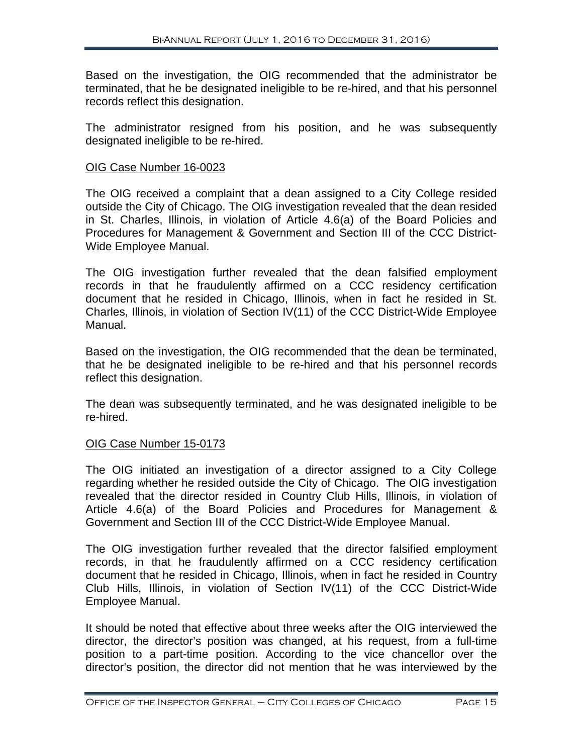Based on the investigation, the OIG recommended that the administrator be terminated, that he be designated ineligible to be re-hired, and that his personnel records reflect this designation.

The administrator resigned from his position, and he was subsequently designated ineligible to be re-hired.

<u>OIG Case Number 16-0023</u>

The OIG received a complaint that a dean assigned to a City College resided outside the City of Chicago. The OIG investigation revealed that the dean resided in St. Charles, Illinois, in violation of Article 4.6(a) of the Board Policies and Procedures for Management & Government and Section III of the CCC District-Wide Employee Manual.

The OIG investigation further revealed that the dean falsified employment records in that he fraudulently affirmed on a CCC residency certification document that he resided in Chicago, Illinois, when in fact he resided in St. Charles, Illinois, in violation of Section IV(11) of the CCC District-Wide Employee Manual.

Based on the investigation, the OIG recommended that the dean be terminated, that he be designated ineligible to be re-hired and that his personnel records reflect this designation.

The dean was subsequently terminated, and he was designated ineligible to be re-hired.

<u>OIG Case Number 15-0173</u>

The OIG initiated an investigation of a director assigned to a City College regarding whether he resided outside the City of Chicago. The OIG investigation revealed that the director resided in Country Club Hills, Illinois, in violation of Article 4.6(a) of the Board Policies and Procedures for Management & Government and Section III of the CCC District-Wide Employee Manual.

The OIG investigation further revealed that the director falsified employment records, in that he fraudulently affirmed on a CCC residency certification document that he resided in Chicago, Illinois, when in fact he resided in Country Club Hills, Illinois, in violation of Section IV(11) of the CCC District-Wide Employee Manual.

It should be noted that effective about three weeks after the OIG interviewed the director, the director's position was changed, at his request, from a full-time position to a part-time position. According to the vice chancellor over the director's position, the director did not mention that he was interviewed by the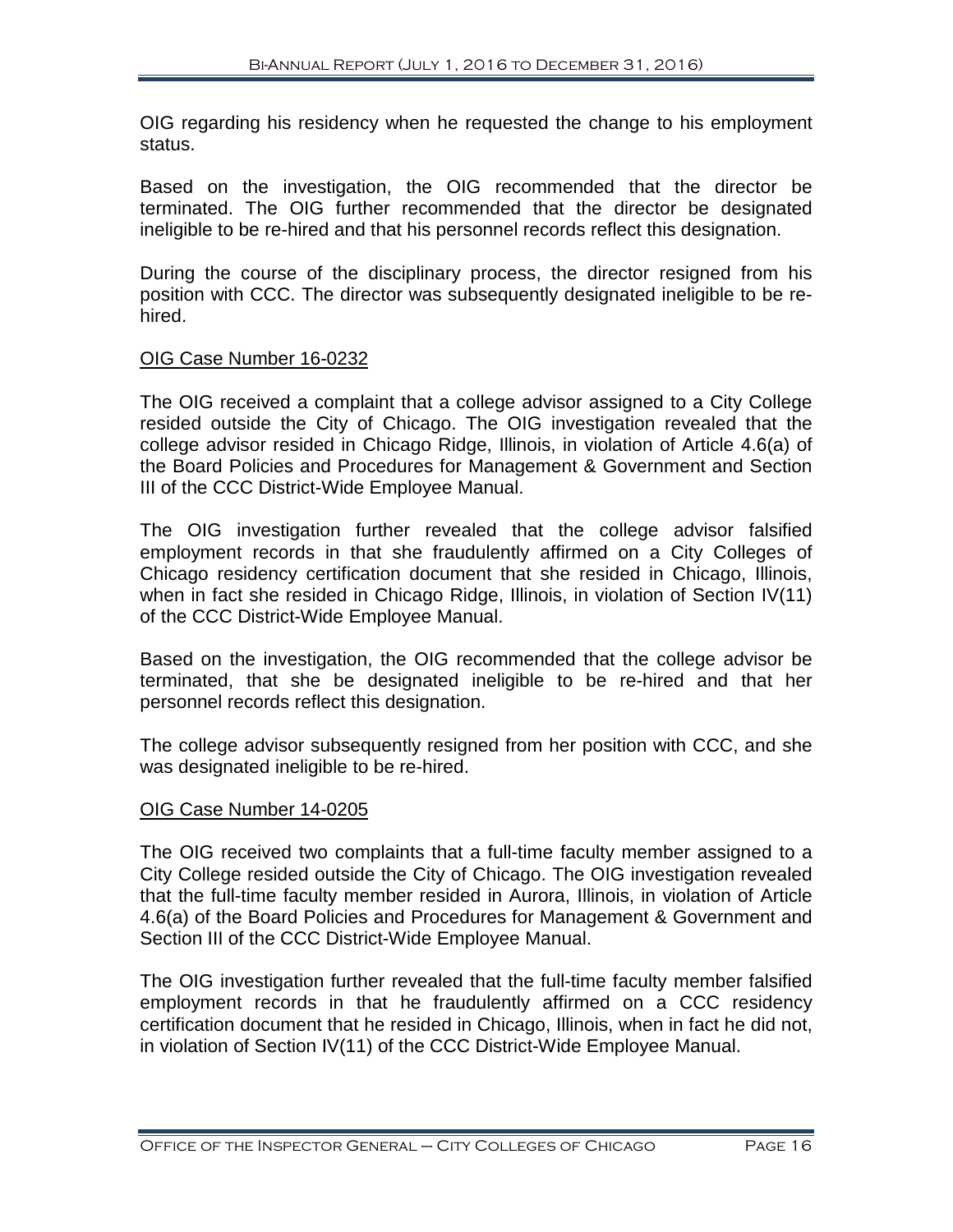OIG regarding his residency when he requested the change to his employment status.

Based on the investigation, the OIG recommended that the director be terminated. The OIG further recommended that the director be designated ineligible to be re-hired and that his personnel records reflect this designation.

During the course of the disciplinary process, the director resigned from his position with CCC. The director was subsequently designated ineligible to be re-hired.

<u>OIG Case Number 16-0232</u>

The OIG received a complaint that a college advisor assigned to a City College resided outside the City of Chicago. The OIG investigation revealed that the college advisor resided in Chicago Ridge, Illinois, in violation of Article 4.6(a) of the Board Policies and Procedures for Management & Government and Section III of the CCC District-Wide Employee Manual.

The OIG investigation further revealed that the college advisor falsified employment records in that she fraudulently affirmed on a City Colleges of Chicago residency certification document that she resided in Chicago, Illinois, when in fact she resided in Chicago Ridge, Illinois, in violation of Section IV(11) of the CCC District-Wide Employee Manual.

Based on the investigation, the OIG recommended that the college advisor be terminated, that she be designated ineligible to be re-hired and that her personnel records reflect this designation.

The college advisor subsequently resigned from her position with CCC, and she was designated ineligible to be re-hired.

<u>OIG Case Number 14-0205</u>

The OIG received two complaints that a full-time faculty member assigned to a City College resided outside the City of Chicago. The OIG investigation revealed that the full-time faculty member resided in Aurora, Illinois, in violation of Article 4.6(a) of the Board Policies and Procedures for Management & Government and Section III of the CCC District-Wide Employee Manual.

The OIG investigation further revealed that the full-time faculty member falsified employment records in that he fraudulently affirmed on a CCC residency certification document that he resided in Chicago, Illinois, when in fact he did not, in violation of Section IV(11) of the CCC District-Wide Employee Manual.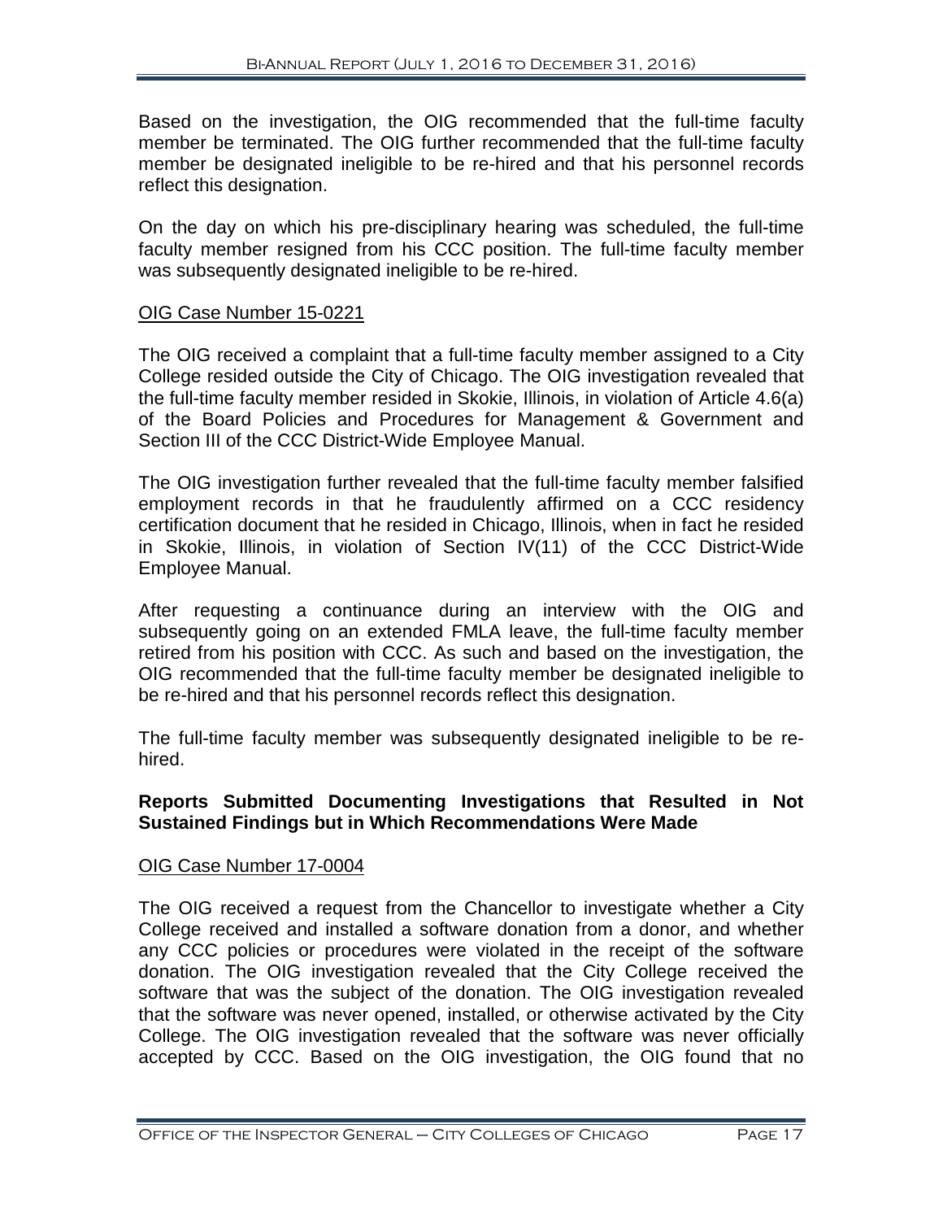Based on the investigation, the OIG recommended that the full-time faculty member be terminated. The OIG further recommended that the full-time faculty member be designated ineligible to be re-hired and that his personnel records reflect this designation.

On the day on which his pre-disciplinary hearing was scheduled, the full-time faculty member resigned from his CCC position. The full-time faculty member was subsequently designated ineligible to be re-hired.

OIG Case Number 15-0221

The OIG received a complaint that a full-time faculty member assigned to a City College resided outside the City of Chicago. The OIG investigation revealed that the full-time faculty member resided in Skokie, Illinois, in violation of Article 4.6(a) of the Board Policies and Procedures for Management & Government and Section III of the CCC District-Wide Employee Manual.

The OIG investigation further revealed that the full-time faculty member falsified employment records in that he fraudulently affirmed on a CCC residency certification document that he resided in Chicago, Illinois, when in fact he resided in Skokie, Illinois, in violation of Section IV(11) of the CCC District-Wide Employee Manual.

After requesting a continuance during an interview with the OIG and subsequently going on an extended FMLA leave, the full-time faculty member retired from his position with CCC. As such and based on the investigation, the OIG recommended that the full-time faculty member be designated ineligible to be re-hired and that his personnel records reflect this designation.

The full-time faculty member was subsequently designated ineligible to be re-hired.

**Reports Submitted Documenting Investigations that Resulted in Not Sustained Findings but in Which Recommendations Were Made**

OIG Case Number 17-0004

The OIG received a request from the Chancellor to investigate whether a City College received and installed a software donation from a donor, and whether any CCC policies or procedures were violated in the receipt of the software donation. The OIG investigation revealed that the City College received the software that was the subject of the donation. The OIG investigation revealed that the software was never opened, installed, or otherwise activated by the City College. The OIG investigation revealed that the software was never officially accepted by CCC. Based on the OIG investigation, the OIG found that no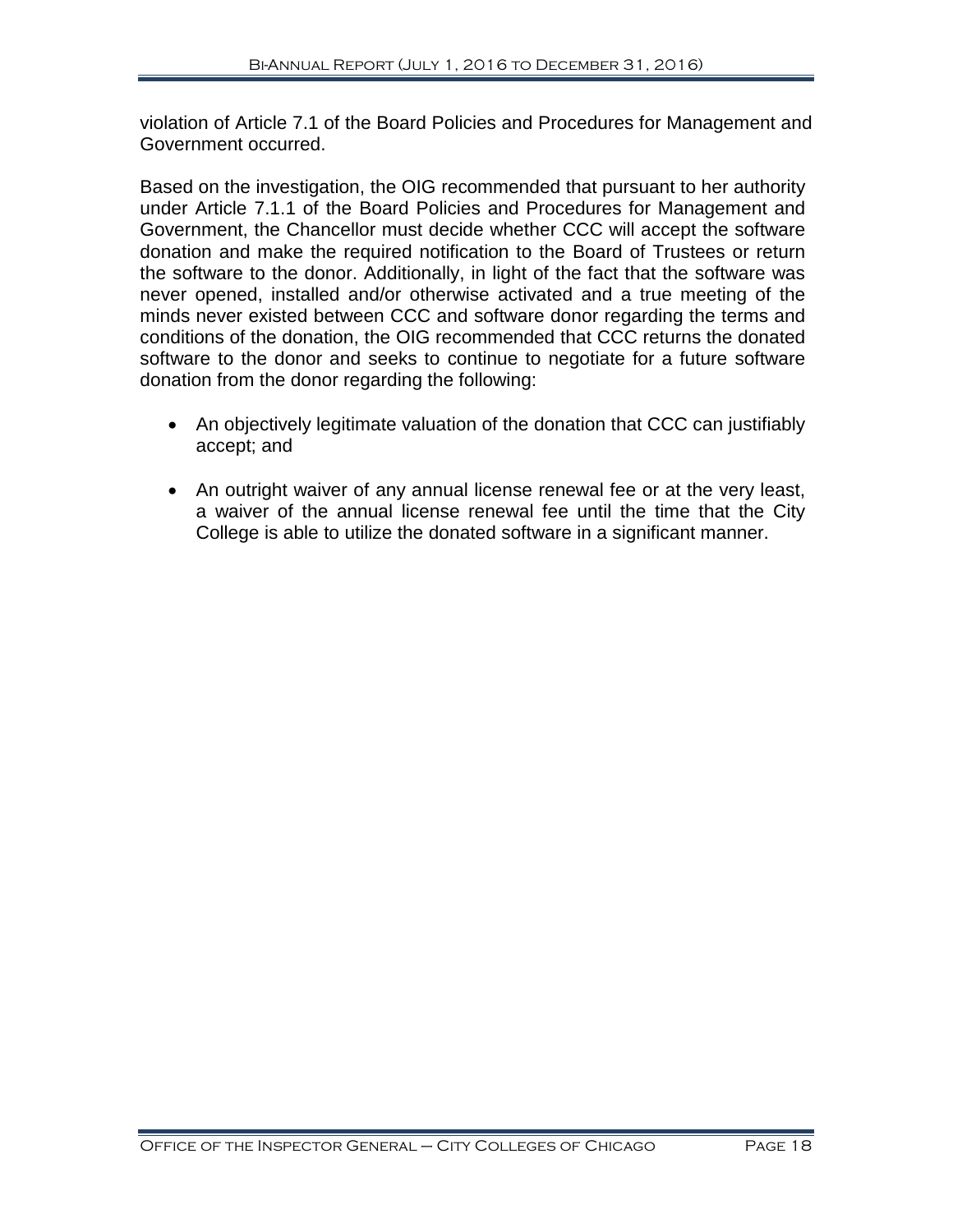violation of Article 7.1 of the Board Policies and Procedures for Management and Government occurred.

Based on the investigation, the OIG recommended that pursuant to her authority under Article 7.1.1 of the Board Policies and Procedures for Management and Government, the Chancellor must decide whether CCC will accept the software donation and make the required notification to the Board of Trustees or return the software to the donor. Additionally, in light of the fact that the software was never opened, installed and/or otherwise activated and a true meeting of the minds never existed between CCC and software donor regarding the terms and conditions of the donation, the OIG recommended that CCC returns the donated software to the donor and seeks to continue to negotiate for a future software donation from the donor regarding the following:

- An objectively legitimate valuation of the donation that CCC can justifiably accept; and
- An outright waiver of any annual license renewal fee or at the very least, a waiver of the annual license renewal fee until the time that the City College is able to utilize the donated software in a significant manner.